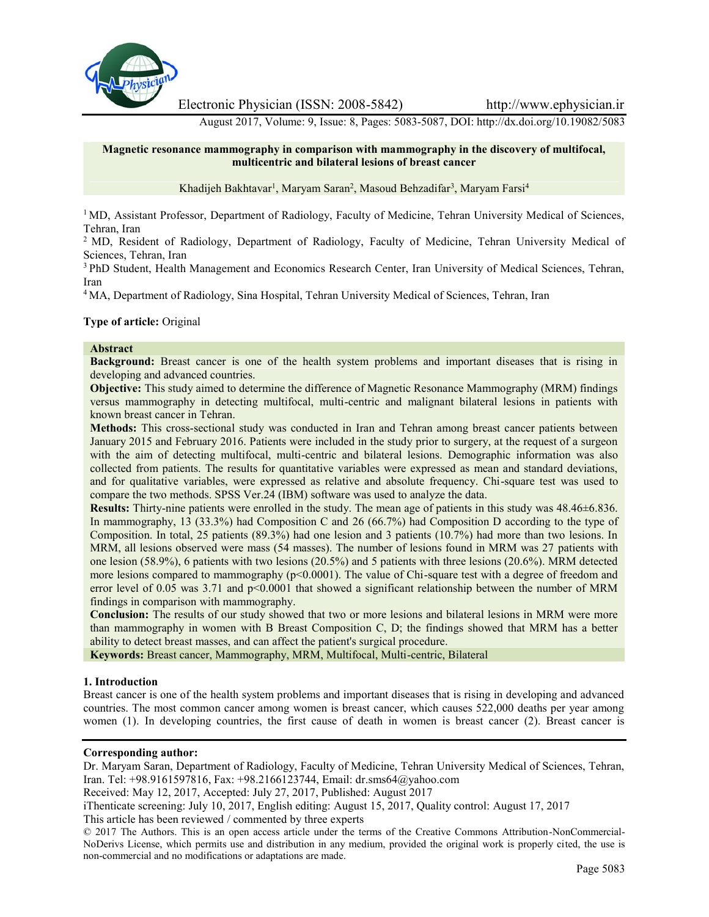# Magnetic resonance mammography in comparison with mammography in the discovery of multifocal, multicentric and bilateral lesions of breast cancer

Khadijeh Bakhtavar[1], Maryam Saran[2], Masoud Behzadifar[3], Maryam Farsi[4]

[1] MD, Assistant Professor, Department of Radiology, Faculty of Medicine, Tehran University Medical of Sciences, Tehran, Iran

[2] MD, Resident of Radiology, Department of Radiology, Faculty of Medicine, Tehran University Medical of Sciences, Tehran, Iran

[3] PhD Student, Health Management and Economics Research Center, Iran University of Medical Sciences, Tehran, Iran

[4] MA, Department of Radiology, Sina Hospital, Tehran University Medical of Sciences, Tehran, Iran

**Type of article:** Original

**Abstract**

**Background:** Breast cancer is one of the health system problems and important diseases that is rising in developing and advanced countries.

**Objective:** This study aimed to determine the difference of Magnetic Resonance Mammography (MRM) findings versus mammography in detecting multifocal, multi-centric and malignant bilateral lesions in patients with known breast cancer in Tehran.

**Methods:** This cross-sectional study was conducted in Iran and Tehran among breast cancer patients between January 2015 and February 2016. Patients were included in the study prior to surgery, at the request of a surgeon with the aim of detecting multifocal, multi-centric and bilateral lesions. Demographic information was also collected from patients. The results for quantitative variables were expressed as mean and standard deviations, and for qualitative variables, were expressed as relative and absolute frequency. Chi-square test was used to compare the two methods. SPSS Ver.24 (IBM) software was used to analyze the data.

**Results:** Thirty-nine patients were enrolled in the study. The mean age of patients in this study was 48.46±6.836. In mammography, 13 (33.3%) had Composition C and 26 (66.7%) had Composition D according to the type of Composition. In total, 25 patients (89.3%) had one lesion and 3 patients (10.7%) had more than two lesions. In MRM, all lesions observed were mass (54 masses). The number of lesions found in MRM was 27 patients with one lesion (58.9%), 6 patients with two lesions (20.5%) and 5 patients with three lesions (20.6%). MRM detected more lesions compared to mammography ($p<0.0001$). The value of Chi-square test with a degree of freedom and error level of 0.05 was 3.71 and $p<0.0001$ that showed a significant relationship between the number of MRM findings in comparison with mammography.

**Conclusion:** The results of our study showed that two or more lesions and bilateral lesions in MRM were more than mammography in women with B Breast Composition C, D; the findings showed that MRM has a better ability to detect breast masses, and can affect the patient's surgical procedure.

**Keywords:** Breast cancer, Mammography, MRM, Multifocal, Multi-centric, Bilateral

## 1. Introduction

Breast cancer is one of the health system problems and important diseases that is rising in developing and advanced countries. The most common cancer among women is breast cancer, which causes 522,000 deaths per year among women (1). In developing countries, the first cause of death in women is breast cancer (2). Breast cancer is

**Corresponding author:**

Dr. Maryam Saran, Department of Radiology, Faculty of Medicine, Tehran University Medical of Sciences, Tehran, Iran. Tel: +98.9161597816, Fax: +98.2166123744, Email: dr.sms64@yahoo.com

Received: May 12, 2017, Accepted: July 27, 2017, Published: August 2017

iThenticate screening: July 10, 2017, English editing: August 15, 2017, Quality control: August 17, 2017

This article has been reviewed / commented by three experts

© 2017 The Authors. This is an open access article under the terms of the Creative Commons Attribution-NonCommercial-NoDerivs License, which permits use and distribution in any medium, provided the original work is properly cited, the use is non-commercial and no modifications or adaptations are made.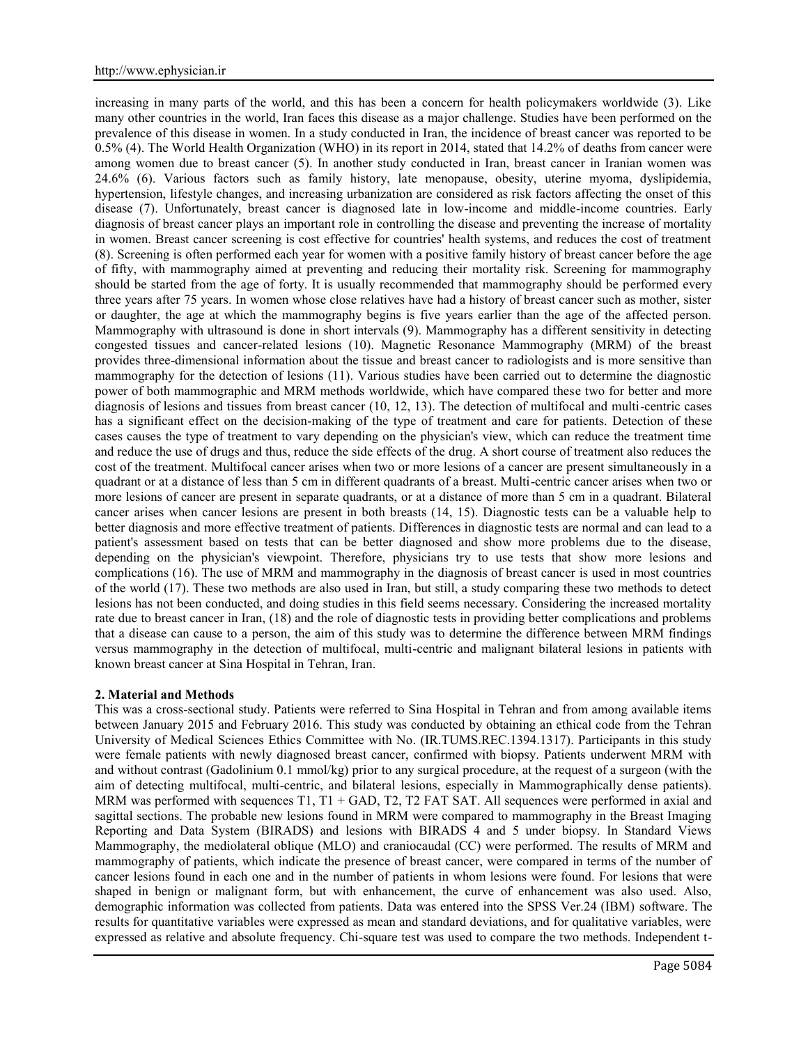increasing in many parts of the world, and this has been a concern for health policymakers worldwide (3). Like many other countries in the world, Iran faces this disease as a major challenge. Studies have been performed on the prevalence of this disease in women. In a study conducted in Iran, the incidence of breast cancer was reported to be 0.5% (4). The World Health Organization (WHO) in its report in 2014, stated that 14.2% of deaths from cancer were among women due to breast cancer (5). In another study conducted in Iran, breast cancer in Iranian women was 24.6% (6). Various factors such as family history, late menopause, obesity, uterine myoma, dyslipidemia, hypertension, lifestyle changes, and increasing urbanization are considered as risk factors affecting the onset of this disease (7). Unfortunately, breast cancer is diagnosed late in low-income and middle-income countries. Early diagnosis of breast cancer plays an important role in controlling the disease and preventing the increase of mortality in women. Breast cancer screening is cost effective for countries' health systems, and reduces the cost of treatment (8). Screening is often performed each year for women with a positive family history of breast cancer before the age of fifty, with mammography aimed at preventing and reducing their mortality risk. Screening for mammography should be started from the age of forty. It is usually recommended that mammography should be performed every three years after 75 years. In women whose close relatives have had a history of breast cancer such as mother, sister or daughter, the age at which the mammography begins is five years earlier than the age of the affected person. Mammography with ultrasound is done in short intervals (9). Mammography has a different sensitivity in detecting congested tissues and cancer-related lesions (10). Magnetic Resonance Mammography (MRM) of the breast provides three-dimensional information about the tissue and breast cancer to radiologists and is more sensitive than mammography for the detection of lesions (11). Various studies have been carried out to determine the diagnostic power of both mammographic and MRM methods worldwide, which have compared these two for better and more diagnosis of lesions and tissues from breast cancer (10, 12, 13). The detection of multifocal and multi-centric cases has a significant effect on the decision-making of the type of treatment and care for patients. Detection of these cases causes the type of treatment to vary depending on the physician's view, which can reduce the treatment time and reduce the use of drugs and thus, reduce the side effects of the drug. A short course of treatment also reduces the cost of the treatment. Multifocal cancer arises when two or more lesions of a cancer are present simultaneously in a quadrant or at a distance of less than 5 cm in different quadrants of a breast. Multi-centric cancer arises when two or more lesions of cancer are present in separate quadrants, or at a distance of more than 5 cm in a quadrant. Bilateral cancer arises when cancer lesions are present in both breasts (14, 15). Diagnostic tests can be a valuable help to better diagnosis and more effective treatment of patients. Differences in diagnostic tests are normal and can lead to a patient's assessment based on tests that can be better diagnosed and show more problems due to the disease, depending on the physician's viewpoint. Therefore, physicians try to use tests that show more lesions and complications (16). The use of MRM and mammography in the diagnosis of breast cancer is used in most countries of the world (17). These two methods are also used in Iran, but still, a study comparing these two methods to detect lesions has not been conducted, and doing studies in this field seems necessary. Considering the increased mortality rate due to breast cancer in Iran, (18) and the role of diagnostic tests in providing better complications and problems that a disease can cause to a person, the aim of this study was to determine the difference between MRM findings versus mammography in the detection of multifocal, multi-centric and malignant bilateral lesions in patients with known breast cancer at Sina Hospital in Tehran, Iran.

## 2. Material and Methods

This was a cross-sectional study. Patients were referred to Sina Hospital in Tehran and from among available items between January 2015 and February 2016. This study was conducted by obtaining an ethical code from the Tehran University of Medical Sciences Ethics Committee with No. (IR.TUMS.REC.1394.1317). Participants in this study were female patients with newly diagnosed breast cancer, confirmed with biopsy. Patients underwent MRM with and without contrast (Gadolinium 0.1 mmol/kg) prior to any surgical procedure, at the request of a surgeon (with the aim of detecting multifocal, multi-centric, and bilateral lesions, especially in Mammographically dense patients). MRM was performed with sequences T1, T1 + GAD, T2, T2 FAT SAT. All sequences were performed in axial and sagittal sections. The probable new lesions found in MRM were compared to mammography in the Breast Imaging Reporting and Data System (BIRADS) and lesions with BIRADS 4 and 5 under biopsy. In Standard Views Mammography, the mediolateral oblique (MLO) and craniocaudal (CC) were performed. The results of MRM and mammography of patients, which indicate the presence of breast cancer, were compared in terms of the number of cancer lesions found in each one and in the number of patients in whom lesions were found. For lesions that were shaped in benign or malignant form, but with enhancement, the curve of enhancement was also used. Also, demographic information was collected from patients. Data was entered into the SPSS Ver.24 (IBM) software. The results for quantitative variables were expressed as mean and standard deviations, and for qualitative variables, were expressed as relative and absolute frequency. Chi-square test was used to compare the two methods. Independent t-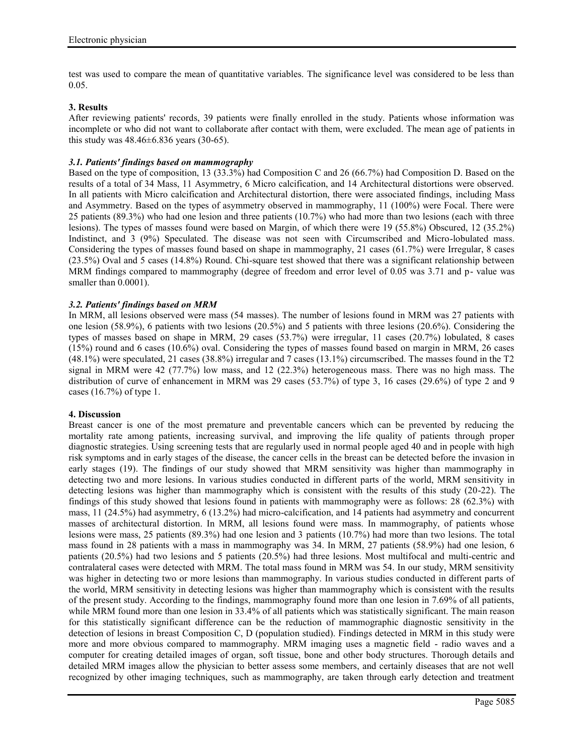test was used to compare the mean of quantitative variables. The significance level was considered to be less than 0.05.

## 3. Results

After reviewing patients' records, 39 patients were finally enrolled in the study. Patients whose information was incomplete or who did not want to collaborate after contact with them, were excluded. The mean age of patients in this study was 48.46±6.836 years (30-65).

### *3.1. Patients' findings based on mammography*

Based on the type of composition, 13 (33.3%) had Composition C and 26 (66.7%) had Composition D. Based on the results of a total of 34 Mass, 11 Asymmetry, 6 Micro calcification, and 14 Architectural distortions were observed. In all patients with Micro calcification and Architectural distortion, there were associated findings, including Mass and Asymmetry. Based on the types of asymmetry observed in mammography, 11 (100%) were Focal. There were 25 patients (89.3%) who had one lesion and three patients (10.7%) who had more than two lesions (each with three lesions). The types of masses found were based on Margin, of which there were 19 (55.8%) Obscured, 12 (35.2%) Indistinct, and 3 (9%) Speculated. The disease was not seen with Circumscribed and Micro-lobulated mass. Considering the types of masses found based on shape in mammography, 21 cases (61.7%) were Irregular, 8 cases (23.5%) Oval and 5 cases (14.8%) Round. Chi-square test showed that there was a significant relationship between MRM findings compared to mammography (degree of freedom and error level of 0.05 was 3.71 and p- value was smaller than 0.0001).

### *3.2. Patients' findings based on MRM*

In MRM, all lesions observed were mass (54 masses). The number of lesions found in MRM was 27 patients with one lesion (58.9%), 6 patients with two lesions (20.5%) and 5 patients with three lesions (20.6%). Considering the types of masses based on shape in MRM, 29 cases (53.7%) were irregular, 11 cases (20.7%) lobulated, 8 cases (15%) round and 6 cases (10.6%) oval. Considering the types of masses found based on margin in MRM, 26 cases (48.1%) were speculated, 21 cases (38.8%) irregular and 7 cases (13.1%) circumscribed. The masses found in the T2 signal in MRM were 42 (77.7%) low mass, and 12 (22.3%) heterogeneous mass. There was no high mass. The distribution of curve of enhancement in MRM was 29 cases (53.7%) of type 3, 16 cases (29.6%) of type 2 and 9 cases (16.7%) of type 1.

## 4. Discussion

Breast cancer is one of the most premature and preventable cancers which can be prevented by reducing the mortality rate among patients, increasing survival, and improving the life quality of patients through proper diagnostic strategies. Using screening tests that are regularly used in normal people aged 40 and in people with high risk symptoms and in early stages of the disease, the cancer cells in the breast can be detected before the invasion in early stages (19). The findings of our study showed that MRM sensitivity was higher than mammography in detecting two and more lesions. In various studies conducted in different parts of the world, MRM sensitivity in detecting lesions was higher than mammography which is consistent with the results of this study (20-22). The findings of this study showed that lesions found in patients with mammography were as follows: 28 (62.3%) with mass, 11 (24.5%) had asymmetry, 6 (13.2%) had micro-calcification, and 14 patients had asymmetry and concurrent masses of architectural distortion. In MRM, all lesions found were mass. In mammography, of patients whose lesions were mass, 25 patients (89.3%) had one lesion and 3 patients (10.7%) had more than two lesions. The total mass found in 28 patients with a mass in mammography was 34. In MRM, 27 patients (58.9%) had one lesion, 6 patients (20.5%) had two lesions and 5 patients (20.5%) had three lesions. Most multifocal and multi-centric and contralateral cases were detected with MRM. The total mass found in MRM was 54. In our study, MRM sensitivity was higher in detecting two or more lesions than mammography. In various studies conducted in different parts of the world, MRM sensitivity in detecting lesions was higher than mammography which is consistent with the results of the present study. According to the findings, mammography found more than one lesion in 7.69% of all patients, while MRM found more than one lesion in 33.4% of all patients which was statistically significant. The main reason for this statistically significant difference can be the reduction of mammographic diagnostic sensitivity in the detection of lesions in breast Composition C, D (population studied). Findings detected in MRM in this study were more and more obvious compared to mammography. MRM imaging uses a magnetic field - radio waves and a computer for creating detailed images of organ, soft tissue, bone and other body structures. Thorough details and detailed MRM images allow the physician to better assess some members, and certainly diseases that are not well recognized by other imaging techniques, such as mammography, are taken through early detection and treatment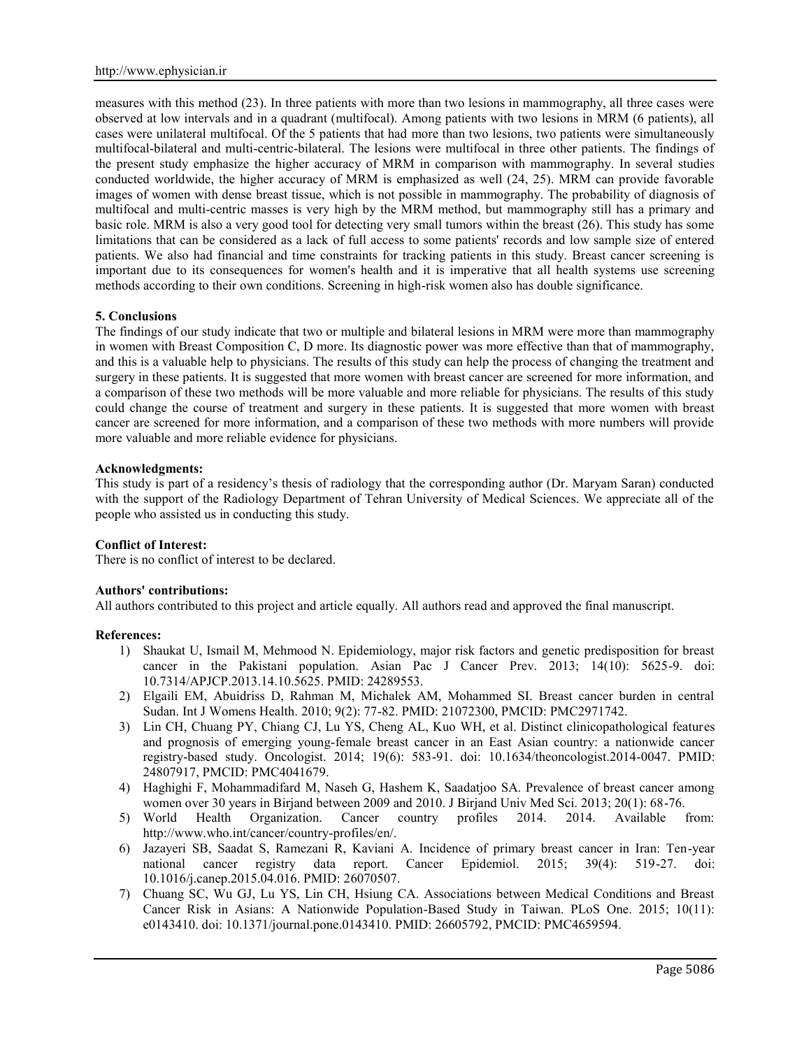measures with this method (23). In three patients with more than two lesions in mammography, all three cases were observed at low intervals and in a quadrant (multifocal). Among patients with two lesions in MRM (6 patients), all cases were unilateral multifocal. Of the 5 patients that had more than two lesions, two patients were simultaneously multifocal-bilateral and multi-centric-bilateral. The lesions were multifocal in three other patients. The findings of the present study emphasize the higher accuracy of MRM in comparison with mammography. In several studies conducted worldwide, the higher accuracy of MRM is emphasized as well (24, 25). MRM can provide favorable images of women with dense breast tissue, which is not possible in mammography. The probability of diagnosis of multifocal and multi-centric masses is very high by the MRM method, but mammography still has a primary and basic role. MRM is also a very good tool for detecting very small tumors within the breast (26). This study has some limitations that can be considered as a lack of full access to some patients' records and low sample size of entered patients. We also had financial and time constraints for tracking patients in this study. Breast cancer screening is important due to its consequences for women's health and it is imperative that all health systems use screening methods according to their own conditions. Screening in high-risk women also has double significance.

## 5. Conclusions

The findings of our study indicate that two or multiple and bilateral lesions in MRM were more than mammography in women with Breast Composition C, D more. Its diagnostic power was more effective than that of mammography, and this is a valuable help to physicians. The results of this study can help the process of changing the treatment and surgery in these patients. It is suggested that more women with breast cancer are screened for more information, and a comparison of these two methods will be more valuable and more reliable for physicians. The results of this study could change the course of treatment and surgery in these patients. It is suggested that more women with breast cancer are screened for more information, and a comparison of these two methods with more numbers will provide more valuable and more reliable evidence for physicians.

**Acknowledgments:**

This study is part of a residency's thesis of radiology that the corresponding author (Dr. Maryam Saran) conducted with the support of the Radiology Department of Tehran University of Medical Sciences. We appreciate all of the people who assisted us in conducting this study.

**Conflict of Interest:**

There is no conflict of interest to be declared.

**Authors' contributions:**

All authors contributed to this project and article equally. All authors read and approved the final manuscript.

**References:**

1) Shaukat U, Ismail M, Mehmood N. Epidemiology, major risk factors and genetic predisposition for breast cancer in the Pakistani population. Asian Pac J Cancer Prev. 2013; 14(10): 5625-9. doi: 10.7314/APJCP.2013.14.10.5625. PMID: 24289553.
2) Elgaili EM, Abuidriss D, Rahman M, Michalek AM, Mohammed SI. Breast cancer burden in central Sudan. Int J Womens Health. 2010; 9(2): 77-82. PMID: 21072300, PMCID: PMC2971742.
3) Lin CH, Chuang PY, Chiang CJ, Lu YS, Cheng AL, Kuo WH, et al. Distinct clinicopathological features and prognosis of emerging young-female breast cancer in an East Asian country: a nationwide cancer registry-based study. Oncologist. 2014; 19(6): 583-91. doi: 10.1634/theoncologist.2014-0047. PMID: 24807917, PMCID: PMC4041679.
4) Haghighi F, Mohammadifard M, Naseh G, Hashem K, Saadatjoo SA. Prevalence of breast cancer among women over 30 years in Birjand between 2009 and 2010. J Birjand Univ Med Sci. 2013; 20(1): 68-76.
5) World Health Organization. Cancer country profiles 2014. 2014. Available from: http://www.who.int/cancer/country-profiles/en/.
6) Jazayeri SB, Saadat S, Ramezani R, Kaviani A. Incidence of primary breast cancer in Iran: Ten-year national cancer registry data report. Cancer Epidemiol. 2015; 39(4): 519-27. doi: 10.1016/j.canep.2015.04.016. PMID: 26070507.
7) Chuang SC, Wu GJ, Lu YS, Lin CH, Hsiung CA. Associations between Medical Conditions and Breast Cancer Risk in Asians: A Nationwide Population-Based Study in Taiwan. PLoS One. 2015; 10(11): e0143410. doi: 10.1371/journal.pone.0143410. PMID: 26605792, PMCID: PMC4659594.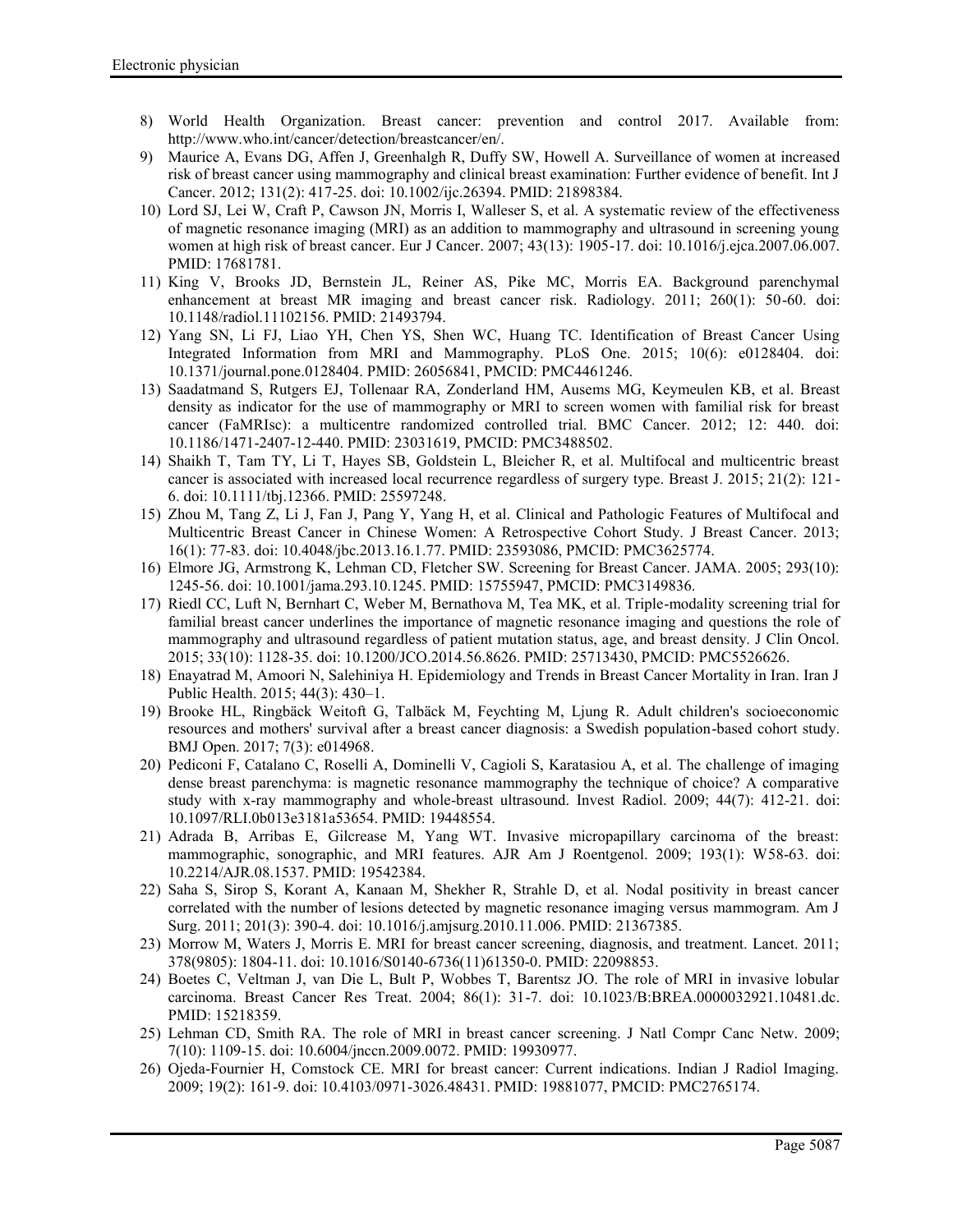8) World Health Organization. Breast cancer: prevention and control 2017. Available from: http://www.who.int/cancer/detection/breastcancer/en/.
9) Maurice A, Evans DG, Affen J, Greenhalgh R, Duffy SW, Howell A. Surveillance of women at increased risk of breast cancer using mammography and clinical breast examination: Further evidence of benefit. Int J Cancer. 2012; 131(2): 417-25. doi: 10.1002/ijc.26394. PMID: 21898384.
10) Lord SJ, Lei W, Craft P, Cawson JN, Morris I, Walleser S, et al. A systematic review of the effectiveness of magnetic resonance imaging (MRI) as an addition to mammography and ultrasound in screening young women at high risk of breast cancer. Eur J Cancer. 2007; 43(13): 1905-17. doi: 10.1016/j.ejca.2007.06.007. PMID: 17681781.
11) King V, Brooks JD, Bernstein JL, Reiner AS, Pike MC, Morris EA. Background parenchymal enhancement at breast MR imaging and breast cancer risk. Radiology. 2011; 260(1): 50-60. doi: 10.1148/radiol.11102156. PMID: 21493794.
12) Yang SN, Li FJ, Liao YH, Chen YS, Shen WC, Huang TC. Identification of Breast Cancer Using Integrated Information from MRI and Mammography. PLoS One. 2015; 10(6): e0128404. doi: 10.1371/journal.pone.0128404. PMID: 26056841, PMCID: PMC4461246.
13) Saadatmand S, Rutgers EJ, Tollenaar RA, Zonderland HM, Ausems MG, Keymeulen KB, et al. Breast density as indicator for the use of mammography or MRI to screen women with familial risk for breast cancer (FaMRIsc): a multicentre randomized controlled trial. BMC Cancer. 2012; 12: 440. doi: 10.1186/1471-2407-12-440. PMID: 23031619, PMCID: PMC3488502.
14) Shaikh T, Tam TY, Li T, Hayes SB, Goldstein L, Bleicher R, et al. Multifocal and multicentric breast cancer is associated with increased local recurrence regardless of surgery type. Breast J. 2015; 21(2): 121-6. doi: 10.1111/tbj.12366. PMID: 25597248.
15) Zhou M, Tang Z, Li J, Fan J, Pang Y, Yang H, et al. Clinical and Pathologic Features of Multifocal and Multicentric Breast Cancer in Chinese Women: A Retrospective Cohort Study. J Breast Cancer. 2013; 16(1): 77-83. doi: 10.4048/jbc.2013.16.1.77. PMID: 23593086, PMCID: PMC3625774.
16) Elmore JG, Armstrong K, Lehman CD, Fletcher SW. Screening for Breast Cancer. JAMA. 2005; 293(10): 1245-56. doi: 10.1001/jama.293.10.1245. PMID: 15755947, PMCID: PMC3149836.
17) Riedl CC, Luft N, Bernhart C, Weber M, Bernathova M, Tea MK, et al. Triple-modality screening trial for familial breast cancer underlines the importance of magnetic resonance imaging and questions the role of mammography and ultrasound regardless of patient mutation status, age, and breast density. J Clin Oncol. 2015; 33(10): 1128-35. doi: 10.1200/JCO.2014.56.8626. PMID: 25713430, PMCID: PMC5526626.
18) Enayatrad M, Amoori N, Salehiniya H. Epidemiology and Trends in Breast Cancer Mortality in Iran. Iran J Public Health. 2015; 44(3): 430–1.
19) Brooke HL, Ringbäck Weitoft G, Talbäck M, Feychting M, Ljung R. Adult children's socioeconomic resources and mothers' survival after a breast cancer diagnosis: a Swedish population-based cohort study. BMJ Open. 2017; 7(3): e014968.
20) Pediconi F, Catalano C, Roselli A, Dominelli V, Cagioli S, Karatasiou A, et al. The challenge of imaging dense breast parenchyma: is magnetic resonance mammography the technique of choice? A comparative study with x-ray mammography and whole-breast ultrasound. Invest Radiol. 2009; 44(7): 412-21. doi: 10.1097/RLI.0b013e3181a53654. PMID: 19448554.
21) Adrada B, Arribas E, Gilcrease M, Yang WT. Invasive micropapillary carcinoma of the breast: mammographic, sonographic, and MRI features. AJR Am J Roentgenol. 2009; 193(1): W58-63. doi: 10.2214/AJR.08.1537. PMID: 19542384.
22) Saha S, Sirop S, Korant A, Kanaan M, Shekher R, Strahle D, et al. Nodal positivity in breast cancer correlated with the number of lesions detected by magnetic resonance imaging versus mammogram. Am J Surg. 2011; 201(3): 390-4. doi: 10.1016/j.amjsurg.2010.11.006. PMID: 21367385.
23) Morrow M, Waters J, Morris E. MRI for breast cancer screening, diagnosis, and treatment. Lancet. 2011; 378(9805): 1804-11. doi: 10.1016/S0140-6736(11)61350-0. PMID: 22098853.
24) Boetes C, Veltman J, van Die L, Bult P, Wobbes T, Barentsz JO. The role of MRI in invasive lobular carcinoma. Breast Cancer Res Treat. 2004; 86(1): 31-7. doi: 10.1023/B:BREA.0000032921.10481.dc. PMID: 15218359.
25) Lehman CD, Smith RA. The role of MRI in breast cancer screening. J Natl Compr Canc Netw. 2009; 7(10): 1109-15. doi: 10.6004/jnccn.2009.0072. PMID: 19930977.
26) Ojeda-Fournier H, Comstock CE. MRI for breast cancer: Current indications. Indian J Radiol Imaging. 2009; 19(2): 161-9. doi: 10.4103/0971-3026.48431. PMID: 19881077, PMCID: PMC2765174.